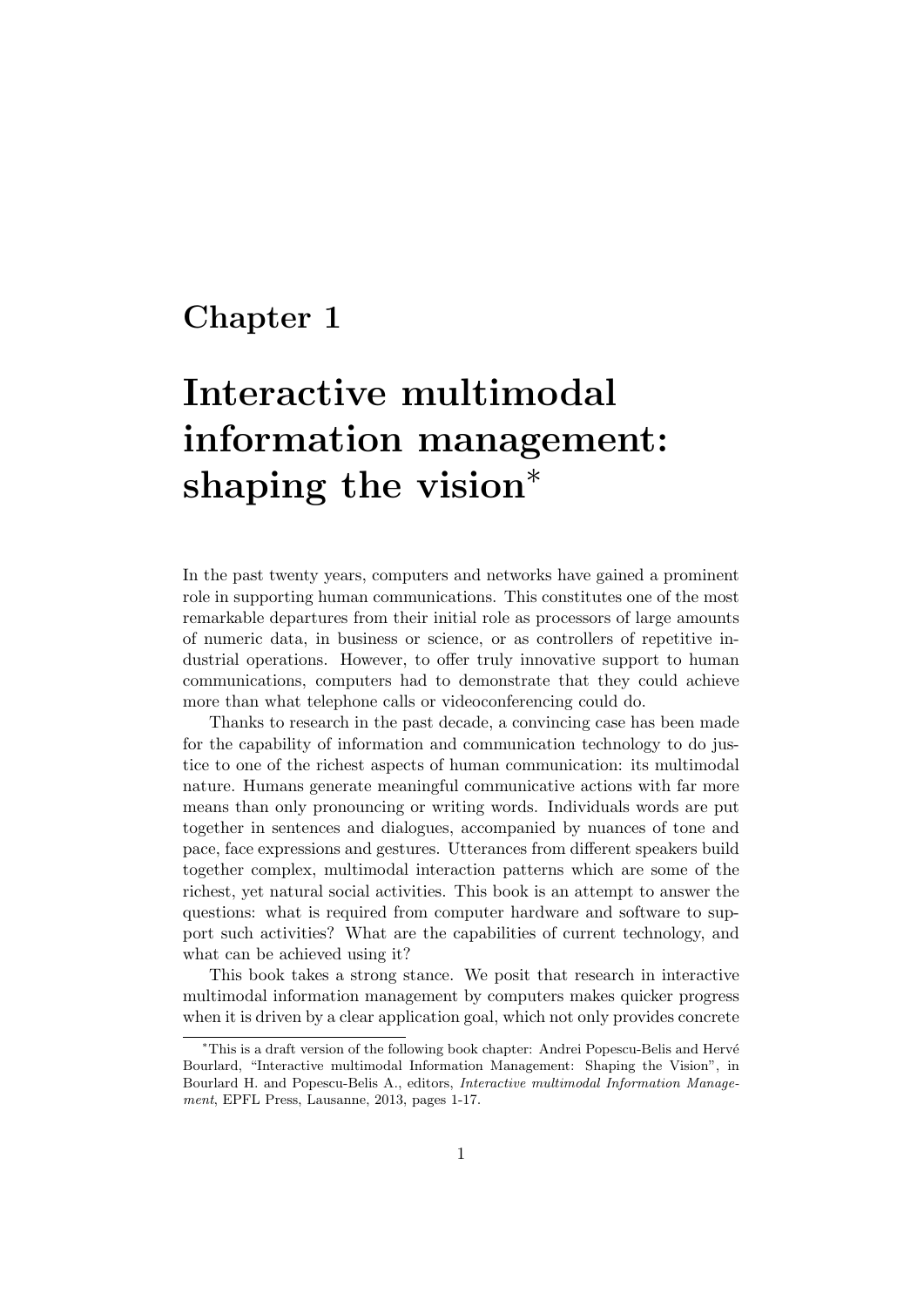# Chapter 1

# Interactive multimodal information management: shaping the vision*

In the past twenty years, computers and networks have gained a prominent role in supporting human communications. This constitutes one of the most remarkable departures from their initial role as processors of large amounts of numeric data, in business or science, or as controllers of repetitive industrial operations. However, to offer truly innovative support to human communications, computers had to demonstrate that they could achieve more than what telephone calls or videoconferencing could do.

Thanks to research in the past decade, a convincing case has been made for the capability of information and communication technology to do justice to one of the richest aspects of human communication: its multimodal nature. Humans generate meaningful communicative actions with far more means than only pronouncing or writing words. Individuals words are put together in sentences and dialogues, accompanied by nuances of tone and pace, face expressions and gestures. Utterances from different speakers build together complex, multimodal interaction patterns which are some of the richest, yet natural social activities. This book is an attempt to answer the questions: what is required from computer hardware and software to support such activities? What are the capabilities of current technology, and what can be achieved using it?

This book takes a strong stance. We posit that research in interactive multimodal information management by computers makes quicker progress when it is driven by a clear application goal, which not only provides concrete

*This is a draft version of the following book chapter: Andrei Popescu-Belis and Hervé Bourlard, "Interactive multimodal Information Management: Shaping the Vision", in Bourlard H. and Popescu-Belis A., editors, *Interactive multimodal Information Management*, EPFL Press, Lausanne, 2013, pages 1-17.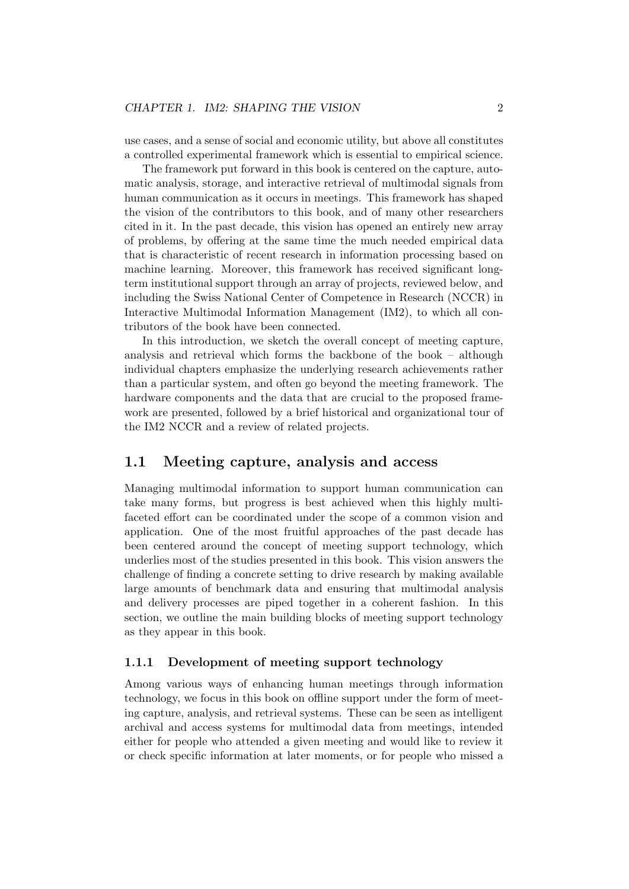use cases, and a sense of social and economic utility, but above all constitutes a controlled experimental framework which is essential to empirical science.

The framework put forward in this book is centered on the capture, automatic analysis, storage, and interactive retrieval of multimodal signals from human communication as it occurs in meetings. This framework has shaped the vision of the contributors to this book, and of many other researchers cited in it. In the past decade, this vision has opened an entirely new array of problems, by offering at the same time the much needed empirical data that is characteristic of recent research in information processing based on machine learning. Moreover, this framework has received significant long-term institutional support through an array of projects, reviewed below, and including the Swiss National Center of Competence in Research (NCCR) in Interactive Multimodal Information Management (IM2), to which all contributors of the book have been connected.

In this introduction, we sketch the overall concept of meeting capture, analysis and retrieval which forms the backbone of the book – although individual chapters emphasize the underlying research achievements rather than a particular system, and often go beyond the meeting framework. The hardware components and the data that are crucial to the proposed framework are presented, followed by a brief historical and organizational tour of the IM2 NCCR and a review of related projects.

## 1.1 Meeting capture, analysis and access

Managing multimodal information to support human communication can take many forms, but progress is best achieved when this highly multifaceted effort can be coordinated under the scope of a common vision and application. One of the most fruitful approaches of the past decade has been centered around the concept of meeting support technology, which underlies most of the studies presented in this book. This vision answers the challenge of finding a concrete setting to drive research by making available large amounts of benchmark data and ensuring that multimodal analysis and delivery processes are piped together in a coherent fashion. In this section, we outline the main building blocks of meeting support technology as they appear in this book.

### 1.1.1 Development of meeting support technology

Among various ways of enhancing human meetings through information technology, we focus in this book on offline support under the form of meeting capture, analysis, and retrieval systems. These can be seen as intelligent archival and access systems for multimodal data from meetings, intended either for people who attended a given meeting and would like to review it or check specific information at later moments, or for people who missed a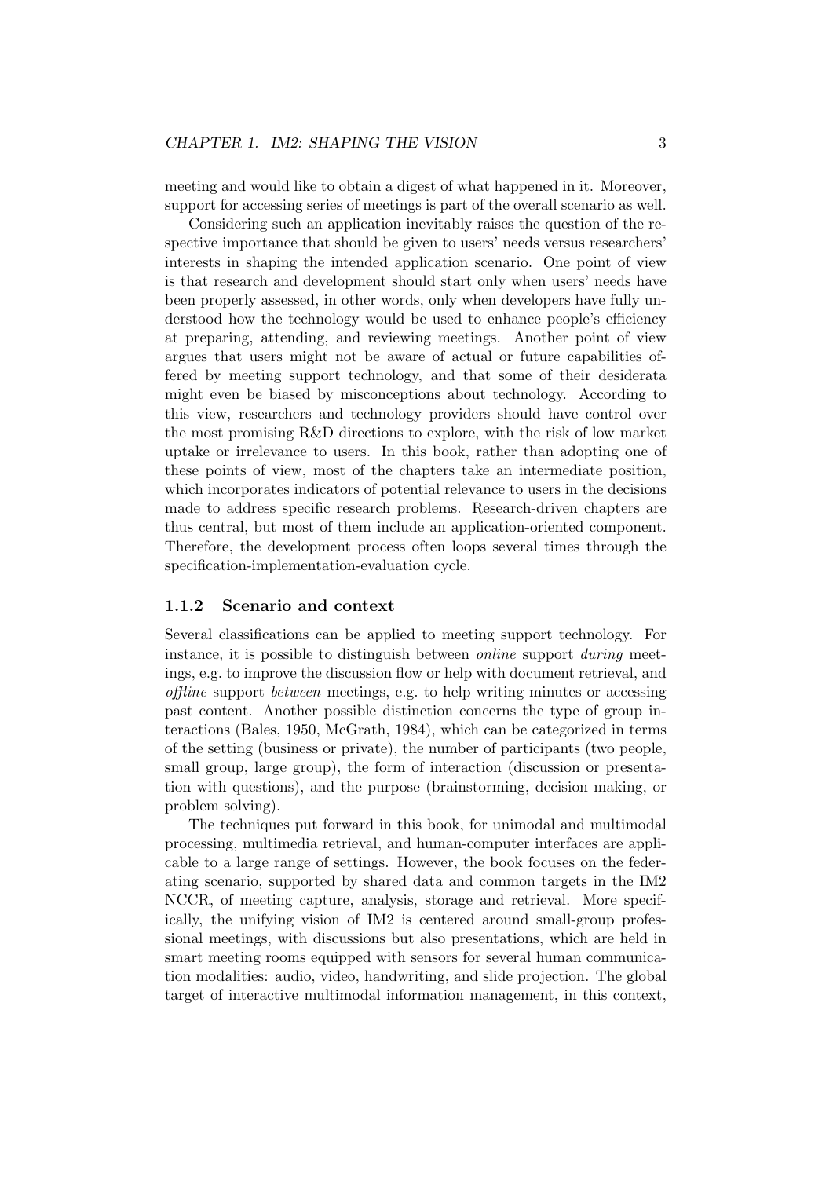meeting and would like to obtain a digest of what happened in it. Moreover, support for accessing series of meetings is part of the overall scenario as well.

Considering such an application inevitably raises the question of the respective importance that should be given to users' needs versus researchers' interests in shaping the intended application scenario. One point of view is that research and development should start only when users' needs have been properly assessed, in other words, only when developers have fully understood how the technology would be used to enhance people's efficiency at preparing, attending, and reviewing meetings. Another point of view argues that users might not be aware of actual or future capabilities offered by meeting support technology, and that some of their desiderata might even be biased by misconceptions about technology. According to this view, researchers and technology providers should have control over the most promising R&D directions to explore, with the risk of low market uptake or irrelevance to users. In this book, rather than adopting one of these points of view, most of the chapters take an intermediate position, which incorporates indicators of potential relevance to users in the decisions made to address specific research problems. Research-driven chapters are thus central, but most of them include an application-oriented component. Therefore, the development process often loops several times through the specification-implementation-evaluation cycle.

### 1.1.2 Scenario and context

Several classifications can be applied to meeting support technology. For instance, it is possible to distinguish between *online* support *during* meetings, e.g. to improve the discussion flow or help with document retrieval, and *offline* support *between* meetings, e.g. to help writing minutes or accessing past content. Another possible distinction concerns the type of group interactions (Bales, 1950, McGrath, 1984), which can be categorized in terms of the setting (business or private), the number of participants (two people, small group, large group), the form of interaction (discussion or presentation with questions), and the purpose (brainstorming, decision making, or problem solving).

The techniques put forward in this book, for unimodal and multimodal processing, multimedia retrieval, and human-computer interfaces are applicable to a large range of settings. However, the book focuses on the federating scenario, supported by shared data and common targets in the IM2 NCCR, of meeting capture, analysis, storage and retrieval. More specifically, the unifying vision of IM2 is centered around small-group professional meetings, with discussions but also presentations, which are held in smart meeting rooms equipped with sensors for several human communication modalities: audio, video, handwriting, and slide projection. The global target of interactive multimodal information management, in this context,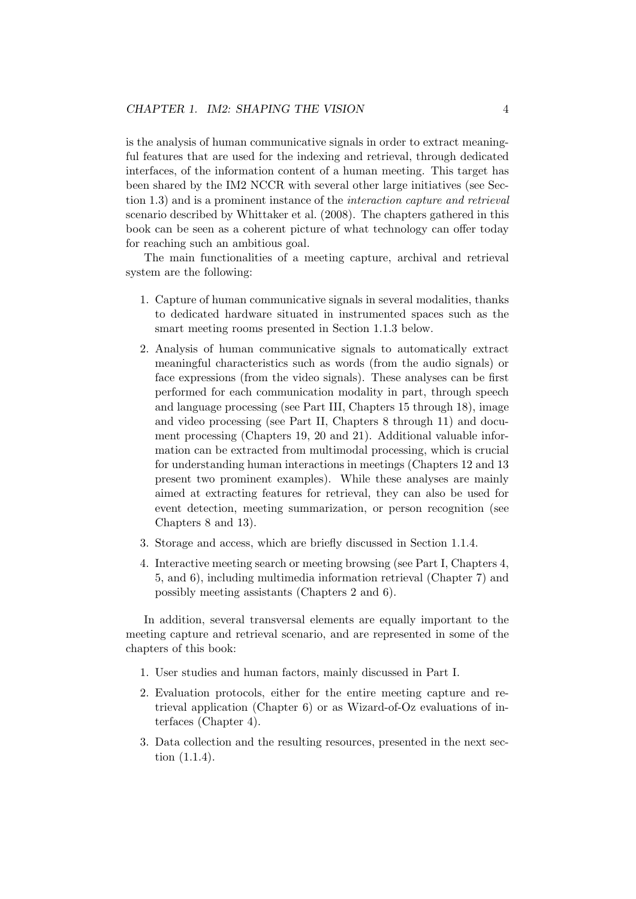is the analysis of human communicative signals in order to extract meaningful features that are used for the indexing and retrieval, through dedicated interfaces, of the information content of a human meeting. This target has been shared by the IM2 NCCR with several other large initiatives (see Section 1.3) and is a prominent instance of the *interaction capture and retrieval* scenario described by Whittaker et al. (2008). The chapters gathered in this book can be seen as a coherent picture of what technology can offer today for reaching such an ambitious goal.

The main functionalities of a meeting capture, archival and retrieval system are the following:

1. Capture of human communicative signals in several modalities, thanks to dedicated hardware situated in instrumented spaces such as the smart meeting rooms presented in Section 1.1.3 below.
2. Analysis of human communicative signals to automatically extract meaningful characteristics such as words (from the audio signals) or face expressions (from the video signals). These analyses can be first performed for each communication modality in part, through speech and language processing (see Part III, Chapters 15 through 18), image and video processing (see Part II, Chapters 8 through 11) and document processing (Chapters 19, 20 and 21). Additional valuable information can be extracted from multimodal processing, which is crucial for understanding human interactions in meetings (Chapters 12 and 13 present two prominent examples). While these analyses are mainly aimed at extracting features for retrieval, they can also be used for event detection, meeting summarization, or person recognition (see Chapters 8 and 13).
3. Storage and access, which are briefly discussed in Section 1.1.4.
4. Interactive meeting search or meeting browsing (see Part I, Chapters 4, 5, and 6), including multimedia information retrieval (Chapter 7) and possibly meeting assistants (Chapters 2 and 6).

In addition, several transversal elements are equally important to the meeting capture and retrieval scenario, and are represented in some of the chapters of this book:

1. User studies and human factors, mainly discussed in Part I.
2. Evaluation protocols, either for the entire meeting capture and retrieval application (Chapter 6) or as Wizard-of-Oz evaluations of interfaces (Chapter 4).
3. Data collection and the resulting resources, presented in the next section (1.1.4).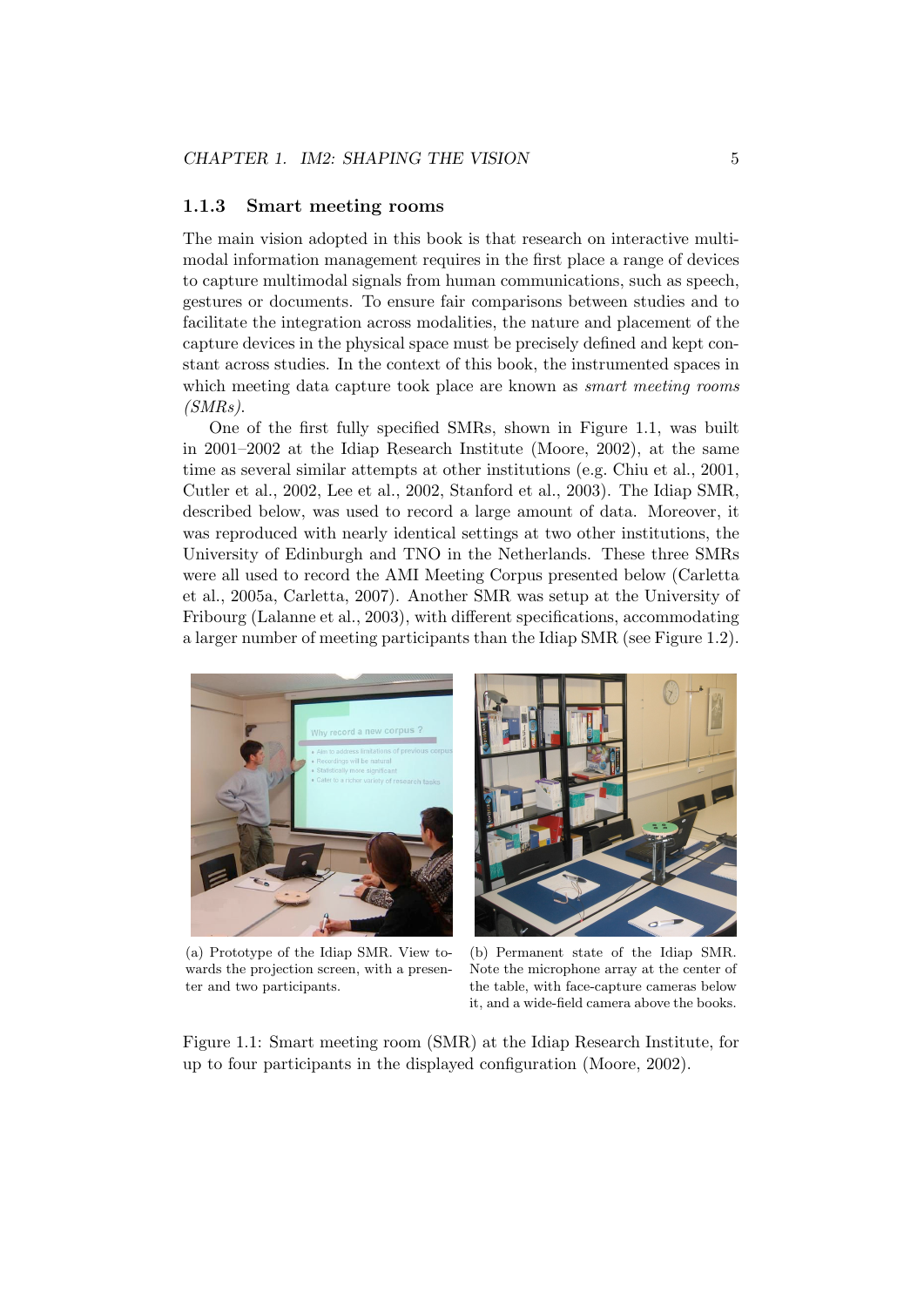### 1.1.3 Smart meeting rooms

The main vision adopted in this book is that research on interactive multimodal information management requires in the first place a range of devices to capture multimodal signals from human communications, such as speech, gestures or documents. To ensure fair comparisons between studies and to facilitate the integration across modalities, the nature and placement of the capture devices in the physical space must be precisely defined and kept constant across studies. In the context of this book, the instrumented spaces in which meeting data capture took place are known as *smart meeting rooms (SMRs)*.

One of the first fully specified SMRs, shown in Figure 1.1, was built in 2001–2002 at the Idiap Research Institute (Moore, 2002), at the same time as several similar attempts at other institutions (e.g. Chiu et al., 2001, Cutler et al., 2002, Lee et al., 2002, Stanford et al., 2003). The Idiap SMR, described below, was used to record a large amount of data. Moreover, it was reproduced with nearly identical settings at two other institutions, the University of Edinburgh and TNO in the Netherlands. These three SMRs were all used to record the AMI Meeting Corpus presented below (Carletta et al., 2005a, Carletta, 2007). Another SMR was setup at the University of Fribourg (Lalanne et al., 2003), with different specifications, accommodating a larger number of meeting participants than the Idiap SMR (see Figure 1.2).

(a) Prototype of the Idiap SMR. View towards the projection screen, with a presenter and two participants.

(b) Permanent state of the Idiap SMR. Note the microphone array at the center of the table, with face-capture cameras below it, and a wide-field camera above the books.

Figure 1.1: Smart meeting room (SMR) at the Idiap Research Institute, for up to four participants in the displayed configuration (Moore, 2002).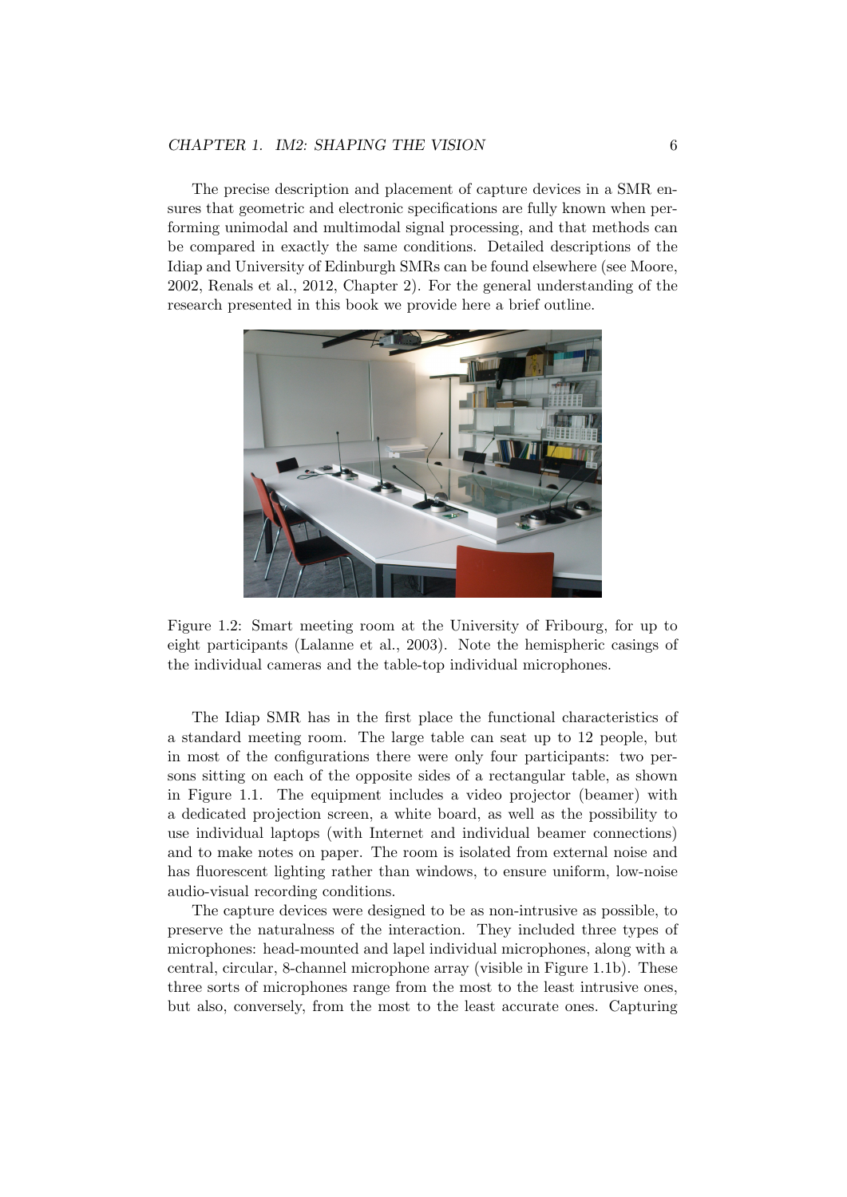The precise description and placement of capture devices in a SMR ensures that geometric and electronic specifications are fully known when performing unimodal and multimodal signal processing, and that methods can be compared in exactly the same conditions. Detailed descriptions of the Idiap and University of Edinburgh SMRs can be found elsewhere (see Moore, 2002, Renals et al., 2012, Chapter 2). For the general understanding of the research presented in this book we provide here a brief outline.

Figure 1.2: Smart meeting room at the University of Fribourg, for up to eight participants (Lalanne et al., 2003). Note the hemispheric casings of the individual cameras and the table-top individual microphones.

The Idiap SMR has in the first place the functional characteristics of a standard meeting room. The large table can seat up to 12 people, but in most of the configurations there were only four participants: two persons sitting on each of the opposite sides of a rectangular table, as shown in Figure 1.1. The equipment includes a video projector (beamer) with a dedicated projection screen, a white board, as well as the possibility to use individual laptops (with Internet and individual beamer connections) and to make notes on paper. The room is isolated from external noise and has fluorescent lighting rather than windows, to ensure uniform, low-noise audio-visual recording conditions.

The capture devices were designed to be as non-intrusive as possible, to preserve the naturalness of the interaction. They included three types of microphones: head-mounted and lapel individual microphones, along with a central, circular, 8-channel microphone array (visible in Figure 1.1b). These three sorts of microphones range from the most to the least intrusive ones, but also, conversely, from the most to the least accurate ones. Capturing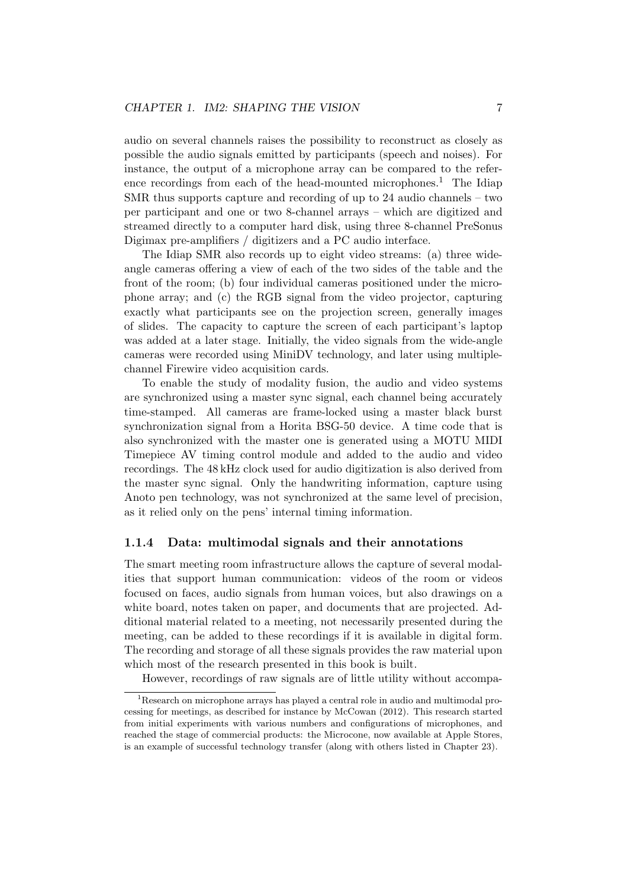audio on several channels raises the possibility to reconstruct as closely as possible the audio signals emitted by participants (speech and noises). For instance, the output of a microphone array can be compared to the reference recordings from each of the head-mounted microphones.[1] The Idiap SMR thus supports capture and recording of up to 24 audio channels – two per participant and one or two 8-channel arrays – which are digitized and streamed directly to a computer hard disk, using three 8-channel PreSonus Digimax pre-amplifiers / digitizers and a PC audio interface.

The Idiap SMR also records up to eight video streams: (a) three wide-angle cameras offering a view of each of the two sides of the table and the front of the room; (b) four individual cameras positioned under the microphone array; and (c) the RGB signal from the video projector, capturing exactly what participants see on the projection screen, generally images of slides. The capacity to capture the screen of each participant's laptop was added at a later stage. Initially, the video signals from the wide-angle cameras were recorded using MiniDV technology, and later using multiple-channel Firewire video acquisition cards.

To enable the study of modality fusion, the audio and video systems are synchronized using a master sync signal, each channel being accurately time-stamped. All cameras are frame-locked using a master black burst synchronization signal from a Horita BSG-50 device. A time code that is also synchronized with the master one is generated using a MOTU MIDI Timepiece AV timing control module and added to the audio and video recordings. The 48 kHz clock used for audio digitization is also derived from the master sync signal. Only the handwriting information, capture using Anoto pen technology, was not synchronized at the same level of precision, as it relied only on the pens' internal timing information.

### 1.1.4 Data: multimodal signals and their annotations

The smart meeting room infrastructure allows the capture of several modalities that support human communication: videos of the room or videos focused on faces, audio signals from human voices, but also drawings on a white board, notes taken on paper, and documents that are projected. Additional material related to a meeting, not necessarily presented during the meeting, can be added to these recordings if it is available in digital form. The recording and storage of all these signals provides the raw material upon which most of the research presented in this book is built.

However, recordings of raw signals are of little utility without accompa-

[1] Research on microphone arrays has played a central role in audio and multimodal processing for meetings, as described for instance by McCowan (2012). This research started from initial experiments with various numbers and configurations of microphones, and reached the stage of commercial products: the Microcone, now available at Apple Stores, is an example of successful technology transfer (along with others listed in Chapter 23).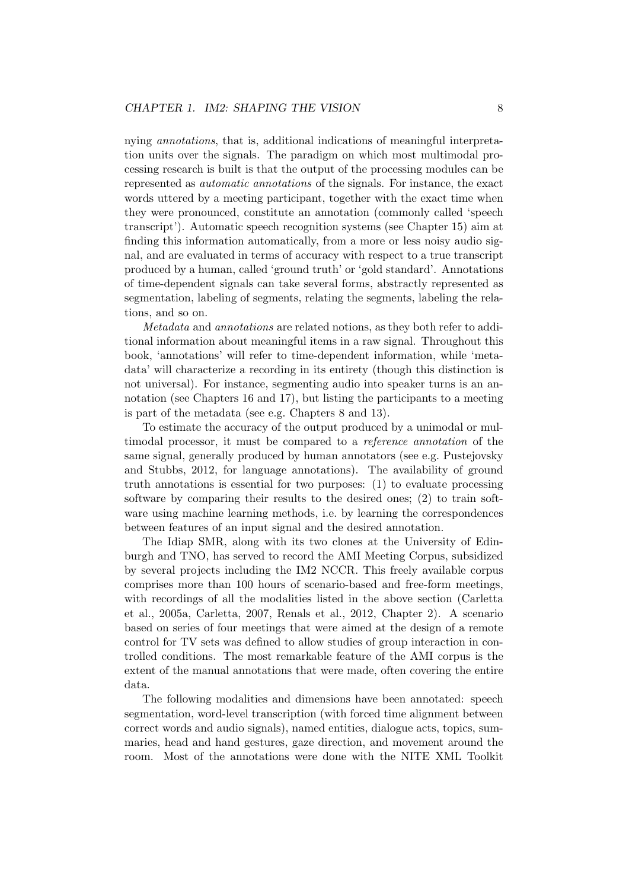nying *annotations*, that is, additional indications of meaningful interpretation units over the signals. The paradigm on which most multimodal processing research is built is that the output of the processing modules can be represented as *automatic annotations* of the signals. For instance, the exact words uttered by a meeting participant, together with the exact time when they were pronounced, constitute an annotation (commonly called 'speech transcript'). Automatic speech recognition systems (see Chapter 15) aim at finding this information automatically, from a more or less noisy audio signal, and are evaluated in terms of accuracy with respect to a true transcript produced by a human, called 'ground truth' or 'gold standard'. Annotations of time-dependent signals can take several forms, abstractly represented as segmentation, labeling of segments, relating the segments, labeling the relations, and so on.

*Metadata* and *annotations* are related notions, as they both refer to additional information about meaningful items in a raw signal. Throughout this book, 'annotations' will refer to time-dependent information, while 'metadata' will characterize a recording in its entirety (though this distinction is not universal). For instance, segmenting audio into speaker turns is an annotation (see Chapters 16 and 17), but listing the participants to a meeting is part of the metadata (see e.g. Chapters 8 and 13).

To estimate the accuracy of the output produced by a unimodal or multimodal processor, it must be compared to a *reference annotation* of the same signal, generally produced by human annotators (see e.g. Pustejovsky and Stubbs, 2012, for language annotations). The availability of ground truth annotations is essential for two purposes: (1) to evaluate processing software by comparing their results to the desired ones; (2) to train software using machine learning methods, i.e. by learning the correspondences between features of an input signal and the desired annotation.

The Idiap SMR, along with its two clones at the University of Edinburgh and TNO, has served to record the AMI Meeting Corpus, subsidized by several projects including the IM2 NCCR. This freely available corpus comprises more than 100 hours of scenario-based and free-form meetings, with recordings of all the modalities listed in the above section (Carletta et al., 2005a, Carletta, 2007, Renals et al., 2012, Chapter 2). A scenario based on series of four meetings that were aimed at the design of a remote control for TV sets was defined to allow studies of group interaction in controlled conditions. The most remarkable feature of the AMI corpus is the extent of the manual annotations that were made, often covering the entire data.

The following modalities and dimensions have been annotated: speech segmentation, word-level transcription (with forced time alignment between correct words and audio signals), named entities, dialogue acts, topics, summaries, head and hand gestures, gaze direction, and movement around the room. Most of the annotations were done with the NITE XML Toolkit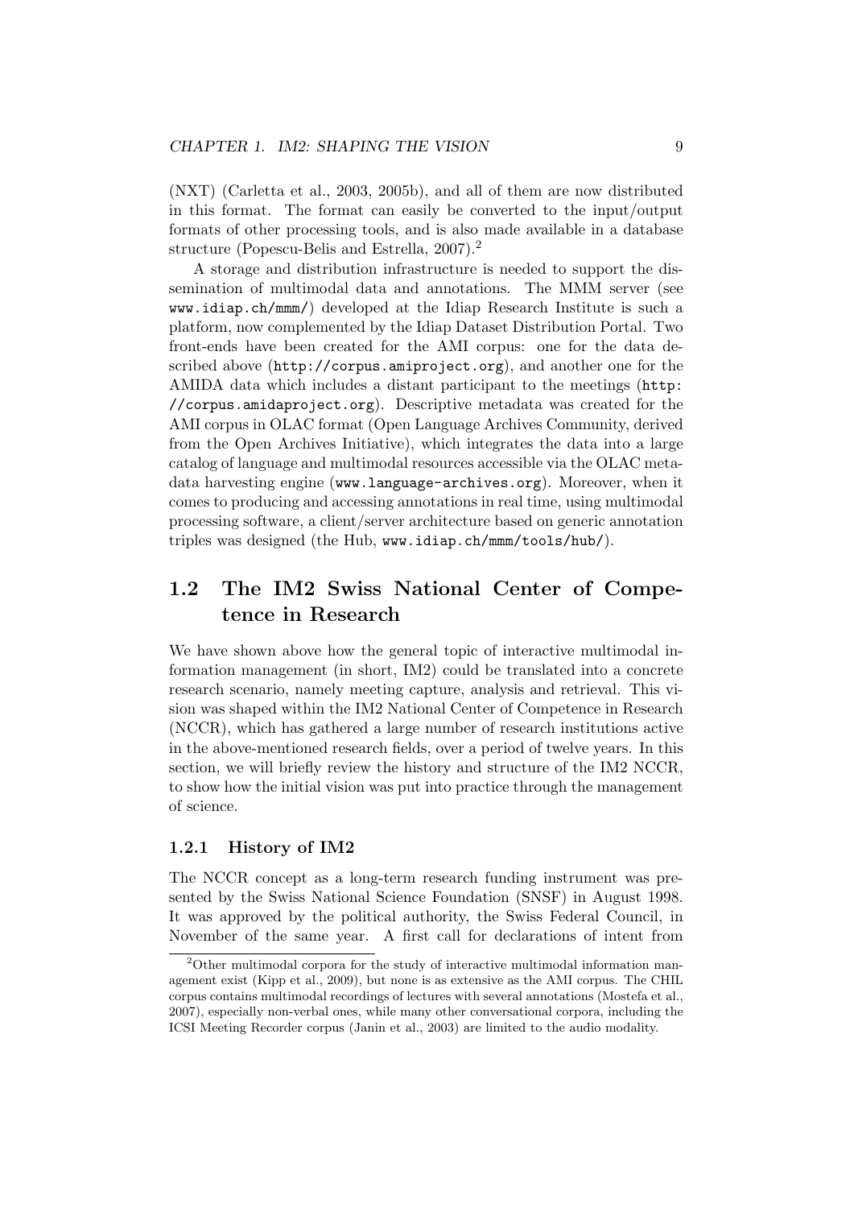(NXT) (Carletta et al., 2003, 2005b), and all of them are now distributed in this format. The format can easily be converted to the input/output formats of other processing tools, and is also made available in a database structure (Popescu-Belis and Estrella, 2007).[2]

A storage and distribution infrastructure is needed to support the dissemination of multimodal data and annotations. The MMM server (see `www.idiap.ch/mmm/`) developed at the Idiap Research Institute is such a platform, now complemented by the Idiap Dataset Distribution Portal. Two front-ends have been created for the AMI corpus: one for the data described above (`http://corpus.amiproject.org`), and another one for the AMIDA data which includes a distant participant to the meetings (`http://corpus.amidaproject.org`). Descriptive metadata was created for the AMI corpus in OLAC format (Open Language Archives Community, derived from the Open Archives Initiative), which integrates the data into a large catalog of language and multimodal resources accessible via the OLAC metadata harvesting engine (`www.language-archives.org`). Moreover, when it comes to producing and accessing annotations in real time, using multimodal processing software, a client/server architecture based on generic annotation triples was designed (the Hub, `www.idiap.ch/mmm/tools/hub/`).

## 1.2 The IM2 Swiss National Center of Competence in Research

We have shown above how the general topic of interactive multimodal information management (in short, IM2) could be translated into a concrete research scenario, namely meeting capture, analysis and retrieval. This vision was shaped within the IM2 National Center of Competence in Research (NCCR), which has gathered a large number of research institutions active in the above-mentioned research fields, over a period of twelve years. In this section, we will briefly review the history and structure of the IM2 NCCR, to show how the initial vision was put into practice through the management of science.

### 1.2.1 History of IM2

The NCCR concept as a long-term research funding instrument was presented by the Swiss National Science Foundation (SNSF) in August 1998. It was approved by the political authority, the Swiss Federal Council, in November of the same year. A first call for declarations of intent from

---

[2] Other multimodal corpora for the study of interactive multimodal information management exist (Kipp et al., 2009), but none is as extensive as the AMI corpus. The CHIL corpus contains multimodal recordings of lectures with several annotations (Mostefa et al., 2007), especially non-verbal ones, while many other conversational corpora, including the ICSI Meeting Recorder corpus (Janin et al., 2003) are limited to the audio modality.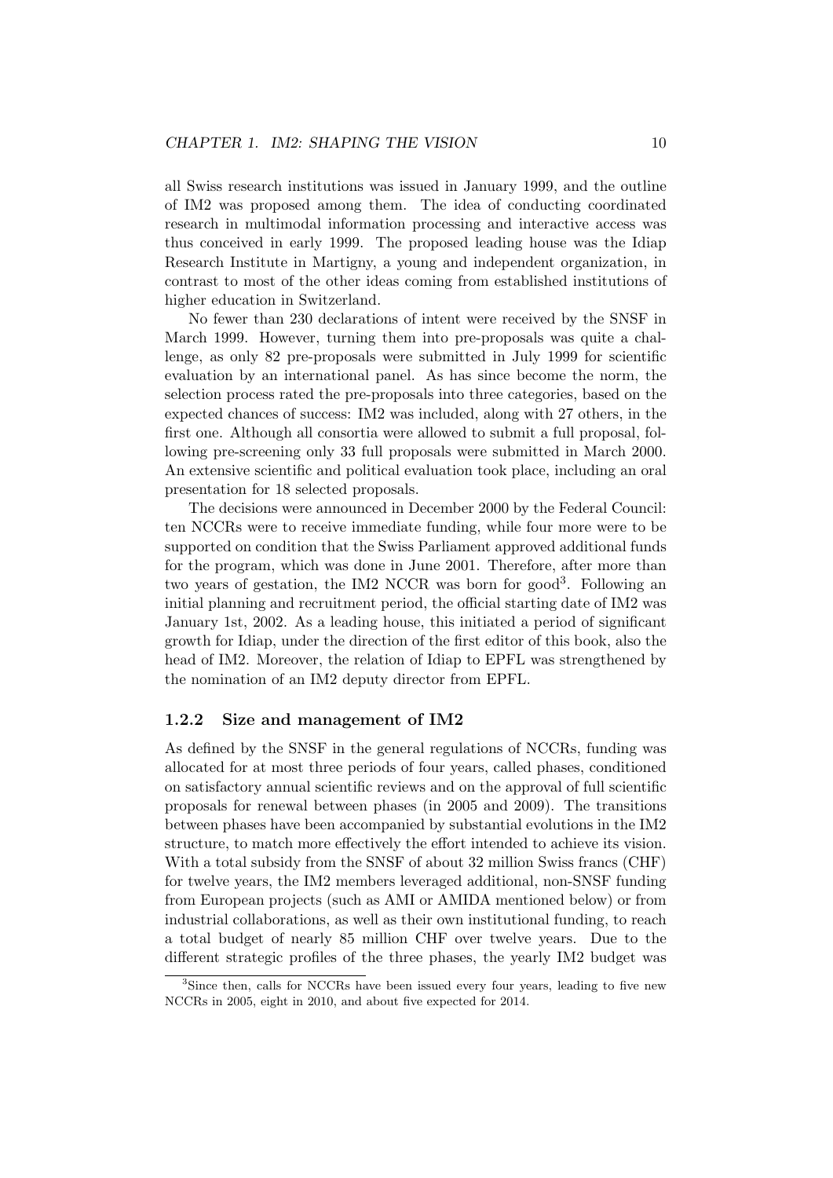all Swiss research institutions was issued in January 1999, and the outline of IM2 was proposed among them. The idea of conducting coordinated research in multimodal information processing and interactive access was thus conceived in early 1999. The proposed leading house was the Idiap Research Institute in Martigny, a young and independent organization, in contrast to most of the other ideas coming from established institutions of higher education in Switzerland.

No fewer than 230 declarations of intent were received by the SNSF in March 1999. However, turning them into pre-proposals was quite a challenge, as only 82 pre-proposals were submitted in July 1999 for scientific evaluation by an international panel. As has since become the norm, the selection process rated the pre-proposals into three categories, based on the expected chances of success: IM2 was included, along with 27 others, in the first one. Although all consortia were allowed to submit a full proposal, following pre-screening only 33 full proposals were submitted in March 2000. An extensive scientific and political evaluation took place, including an oral presentation for 18 selected proposals.

The decisions were announced in December 2000 by the Federal Council: ten NCCRs were to receive immediate funding, while four more were to be supported on condition that the Swiss Parliament approved additional funds for the program, which was done in June 2001. Therefore, after more than two years of gestation, the IM2 NCCR was born for good[3]. Following an initial planning and recruitment period, the official starting date of IM2 was January 1st, 2002. As a leading house, this initiated a period of significant growth for Idiap, under the direction of the first editor of this book, also the head of IM2. Moreover, the relation of Idiap to EPFL was strengthened by the nomination of an IM2 deputy director from EPFL.

### 1.2.2 Size and management of IM2

As defined by the SNSF in the general regulations of NCCRs, funding was allocated for at most three periods of four years, called phases, conditioned on satisfactory annual scientific reviews and on the approval of full scientific proposals for renewal between phases (in 2005 and 2009). The transitions between phases have been accompanied by substantial evolutions in the IM2 structure, to match more effectively the effort intended to achieve its vision. With a total subsidy from the SNSF of about 32 million Swiss francs (CHF) for twelve years, the IM2 members leveraged additional, non-SNSF funding from European projects (such as AMI or AMIDA mentioned below) or from industrial collaborations, as well as their own institutional funding, to reach a total budget of nearly 85 million CHF over twelve years. Due to the different strategic profiles of the three phases, the yearly IM2 budget was

[3] Since then, calls for NCCRs have been issued every four years, leading to five new NCCRs in 2005, eight in 2010, and about five expected for 2014.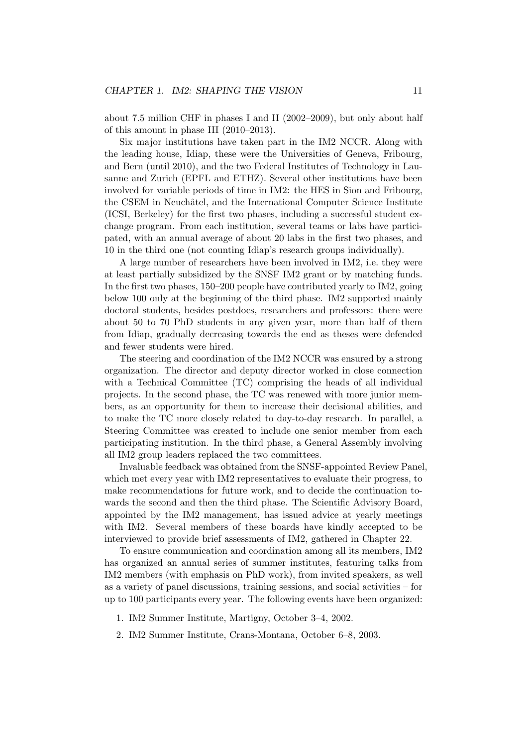about 7.5 million CHF in phases I and II (2002–2009), but only about half of this amount in phase III (2010–2013).

Six major institutions have taken part in the IM2 NCCR. Along with the leading house, Idiap, these were the Universities of Geneva, Fribourg, and Bern (until 2010), and the two Federal Institutes of Technology in Lausanne and Zurich (EPFL and ETHZ). Several other institutions have been involved for variable periods of time in IM2: the HES in Sion and Fribourg, the CSEM in Neuchâtel, and the International Computer Science Institute (ICSI, Berkeley) for the first two phases, including a successful student exchange program. From each institution, several teams or labs have participated, with an annual average of about 20 labs in the first two phases, and 10 in the third one (not counting Idiap's research groups individually).

A large number of researchers have been involved in IM2, i.e. they were at least partially subsidized by the SNSF IM2 grant or by matching funds. In the first two phases, 150–200 people have contributed yearly to IM2, going below 100 only at the beginning of the third phase. IM2 supported mainly doctoral students, besides postdocs, researchers and professors: there were about 50 to 70 PhD students in any given year, more than half of them from Idiap, gradually decreasing towards the end as theses were defended and fewer students were hired.

The steering and coordination of the IM2 NCCR was ensured by a strong organization. The director and deputy director worked in close connection with a Technical Committee (TC) comprising the heads of all individual projects. In the second phase, the TC was renewed with more junior members, as an opportunity for them to increase their decisional abilities, and to make the TC more closely related to day-to-day research. In parallel, a Steering Committee was created to include one senior member from each participating institution. In the third phase, a General Assembly involving all IM2 group leaders replaced the two committees.

Invaluable feedback was obtained from the SNSF-appointed Review Panel, which met every year with IM2 representatives to evaluate their progress, to make recommendations for future work, and to decide the continuation towards the second and then the third phase. The Scientific Advisory Board, appointed by the IM2 management, has issued advice at yearly meetings with IM2. Several members of these boards have kindly accepted to be interviewed to provide brief assessments of IM2, gathered in Chapter 22.

To ensure communication and coordination among all its members, IM2 has organized an annual series of summer institutes, featuring talks from IM2 members (with emphasis on PhD work), from invited speakers, as well as a variety of panel discussions, training sessions, and social activities – for up to 100 participants every year. The following events have been organized:

1. IM2 Summer Institute, Martigny, October 3–4, 2002.
2. IM2 Summer Institute, Crans-Montana, October 6–8, 2003.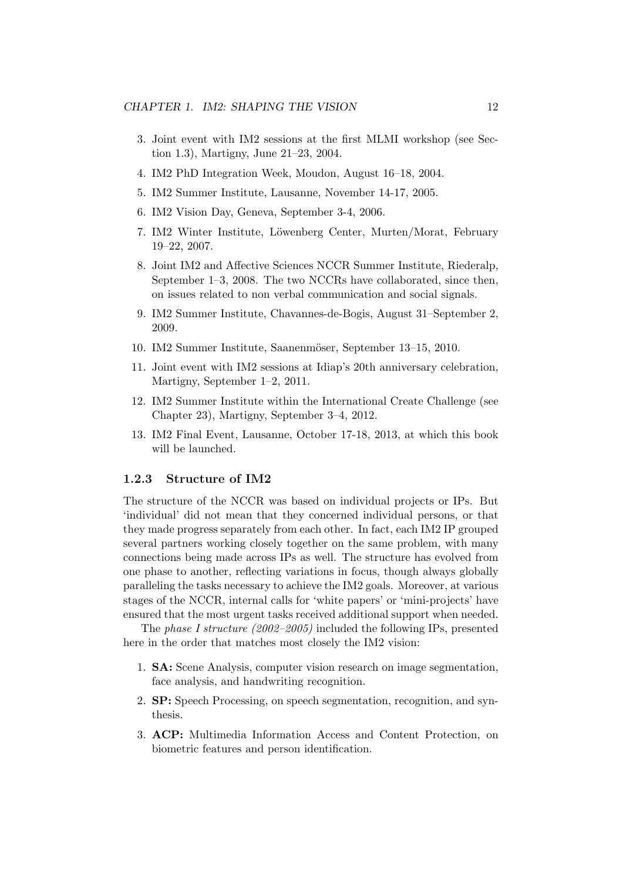3. Joint event with IM2 sessions at the first MLMI workshop (see Section 1.3), Martigny, June 21–23, 2004.
4. IM2 PhD Integration Week, Moudon, August 16–18, 2004.
5. IM2 Summer Institute, Lausanne, November 14-17, 2005.
6. IM2 Vision Day, Geneva, September 3-4, 2006.
7. IM2 Winter Institute, Löwenberg Center, Murten/Morat, February 19–22, 2007.
8. Joint IM2 and Affective Sciences NCCR Summer Institute, Riederalp, September 1–3, 2008. The two NCCRs have collaborated, since then, on issues related to non verbal communication and social signals.
9. IM2 Summer Institute, Chavannes-de-Bogis, August 31–September 2, 2009.
10. IM2 Summer Institute, Saanenmöser, September 13–15, 2010.
11. Joint event with IM2 sessions at Idiap's 20th anniversary celebration, Martigny, September 1–2, 2011.
12. IM2 Summer Institute within the International Create Challenge (see Chapter 23), Martigny, September 3–4, 2012.
13. IM2 Final Event, Lausanne, October 17-18, 2013, at which this book will be launched.

### 1.2.3 Structure of IM2

The structure of the NCCR was based on individual projects or IPs. But 'individual' did not mean that they concerned individual persons, or that they made progress separately from each other. In fact, each IM2 IP grouped several partners working closely together on the same problem, with many connections being made across IPs as well. The structure has evolved from one phase to another, reflecting variations in focus, though always globally paralleling the tasks necessary to achieve the IM2 goals. Moreover, at various stages of the NCCR, internal calls for 'white papers' or 'mini-projects' have ensured that the most urgent tasks received additional support when needed.

The *phase I structure (2002–2005)* included the following IPs, presented here in the order that matches most closely the IM2 vision:

1. **SA:** Scene Analysis, computer vision research on image segmentation, face analysis, and handwriting recognition.
2. **SP:** Speech Processing, on speech segmentation, recognition, and synthesis.
3. **ACP:** Multimedia Information Access and Content Protection, on biometric features and person identification.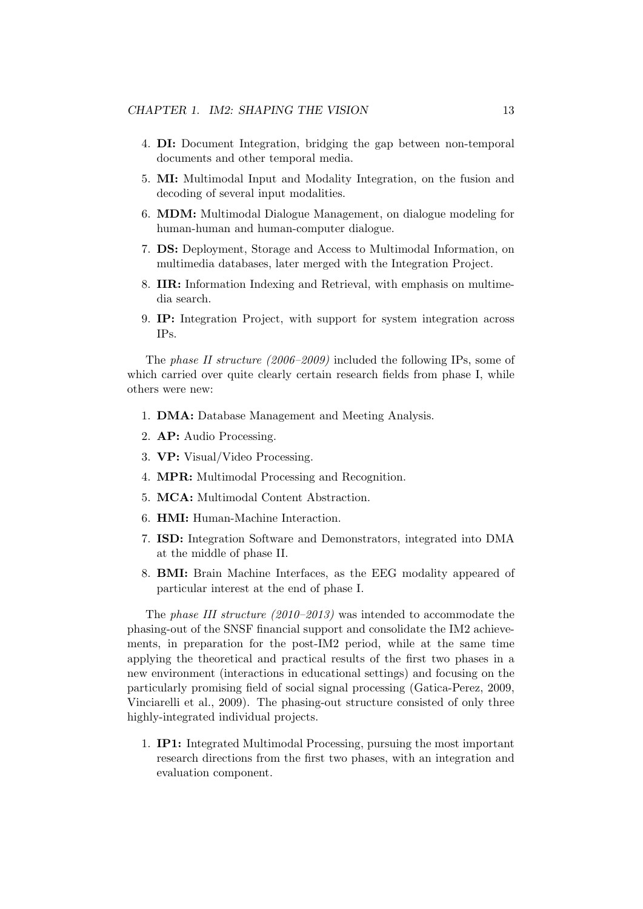4. **DI:** Document Integration, bridging the gap between non-temporal documents and other temporal media.
5. **MI:** Multimodal Input and Modality Integration, on the fusion and decoding of several input modalities.
6. **MDM:** Multimodal Dialogue Management, on dialogue modeling for human-human and human-computer dialogue.
7. **DS:** Deployment, Storage and Access to Multimodal Information, on multimedia databases, later merged with the Integration Project.
8. **IIR:** Information Indexing and Retrieval, with emphasis on multimedia search.
9. **IP:** Integration Project, with support for system integration across IPs.

The *phase II structure (2006–2009)* included the following IPs, some of which carried over quite clearly certain research fields from phase I, while others were new:

1. **DMA:** Database Management and Meeting Analysis.
2. **AP:** Audio Processing.
3. **VP:** Visual/Video Processing.
4. **MPR:** Multimodal Processing and Recognition.
5. **MCA:** Multimodal Content Abstraction.
6. **HMI:** Human-Machine Interaction.
7. **ISD:** Integration Software and Demonstrators, integrated into DMA at the middle of phase II.
8. **BMI:** Brain Machine Interfaces, as the EEG modality appeared of particular interest at the end of phase I.

The *phase III structure (2010–2013)* was intended to accommodate the phasing-out of the SNSF financial support and consolidate the IM2 achievements, in preparation for the post-IM2 period, while at the same time applying the theoretical and practical results of the first two phases in a new environment (interactions in educational settings) and focusing on the particularly promising field of social signal processing (Gatica-Perez, 2009, Vinciarelli et al., 2009). The phasing-out structure consisted of only three highly-integrated individual projects.

1. **IP1:** Integrated Multimodal Processing, pursuing the most important research directions from the first two phases, with an integration and evaluation component.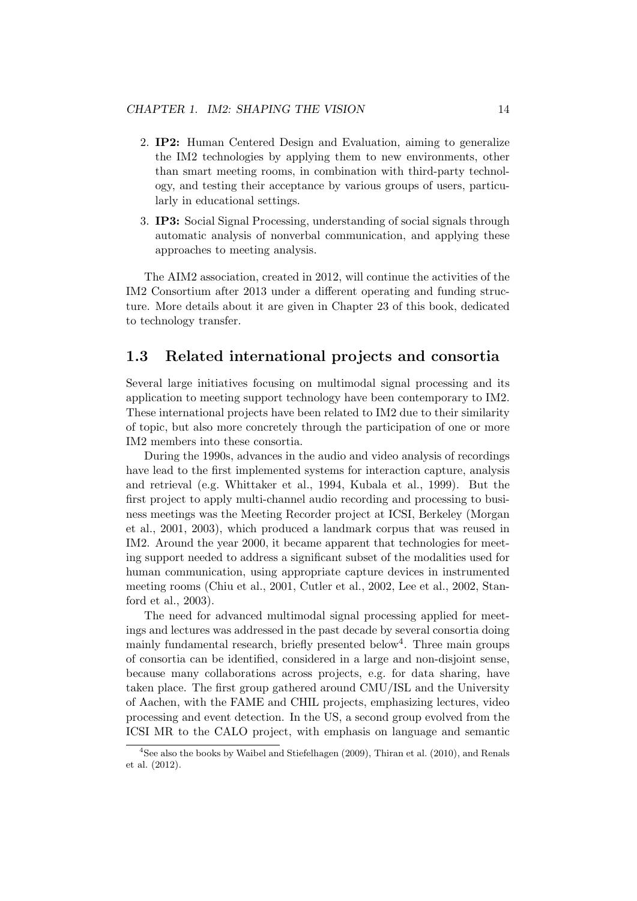2. **IP2:** Human Centered Design and Evaluation, aiming to generalize the IM2 technologies by applying them to new environments, other than smart meeting rooms, in combination with third-party technology, and testing their acceptance by various groups of users, particularly in educational settings.
3. **IP3:** Social Signal Processing, understanding of social signals through automatic analysis of nonverbal communication, and applying these approaches to meeting analysis.

The AIM2 association, created in 2012, will continue the activities of the IM2 Consortium after 2013 under a different operating and funding structure. More details about it are given in Chapter 23 of this book, dedicated to technology transfer.

## 1.3 Related international projects and consortia

Several large initiatives focusing on multimodal signal processing and its application to meeting support technology have been contemporary to IM2. These international projects have been related to IM2 due to their similarity of topic, but also more concretely through the participation of one or more IM2 members into these consortia.

During the 1990s, advances in the audio and video analysis of recordings have lead to the first implemented systems for interaction capture, analysis and retrieval (e.g. Whittaker et al., 1994, Kubala et al., 1999). But the first project to apply multi-channel audio recording and processing to business meetings was the Meeting Recorder project at ICSI, Berkeley (Morgan et al., 2001, 2003), which produced a landmark corpus that was reused in IM2. Around the year 2000, it became apparent that technologies for meeting support needed to address a significant subset of the modalities used for human communication, using appropriate capture devices in instrumented meeting rooms (Chiu et al., 2001, Cutler et al., 2002, Lee et al., 2002, Stanford et al., 2003).

The need for advanced multimodal signal processing applied for meetings and lectures was addressed in the past decade by several consortia doing mainly fundamental research, briefly presented below[4]. Three main groups of consortia can be identified, considered in a large and non-disjoint sense, because many collaborations across projects, e.g. for data sharing, have taken place. The first group gathered around CMU/ISL and the University of Aachen, with the FAME and CHIL projects, emphasizing lectures, video processing and event detection. In the US, a second group evolved from the ICSI MR to the CALO project, with emphasis on language and semantic

[4]See also the books by Waibel and Stiefelhagen (2009), Thiran et al. (2010), and Renals et al. (2012).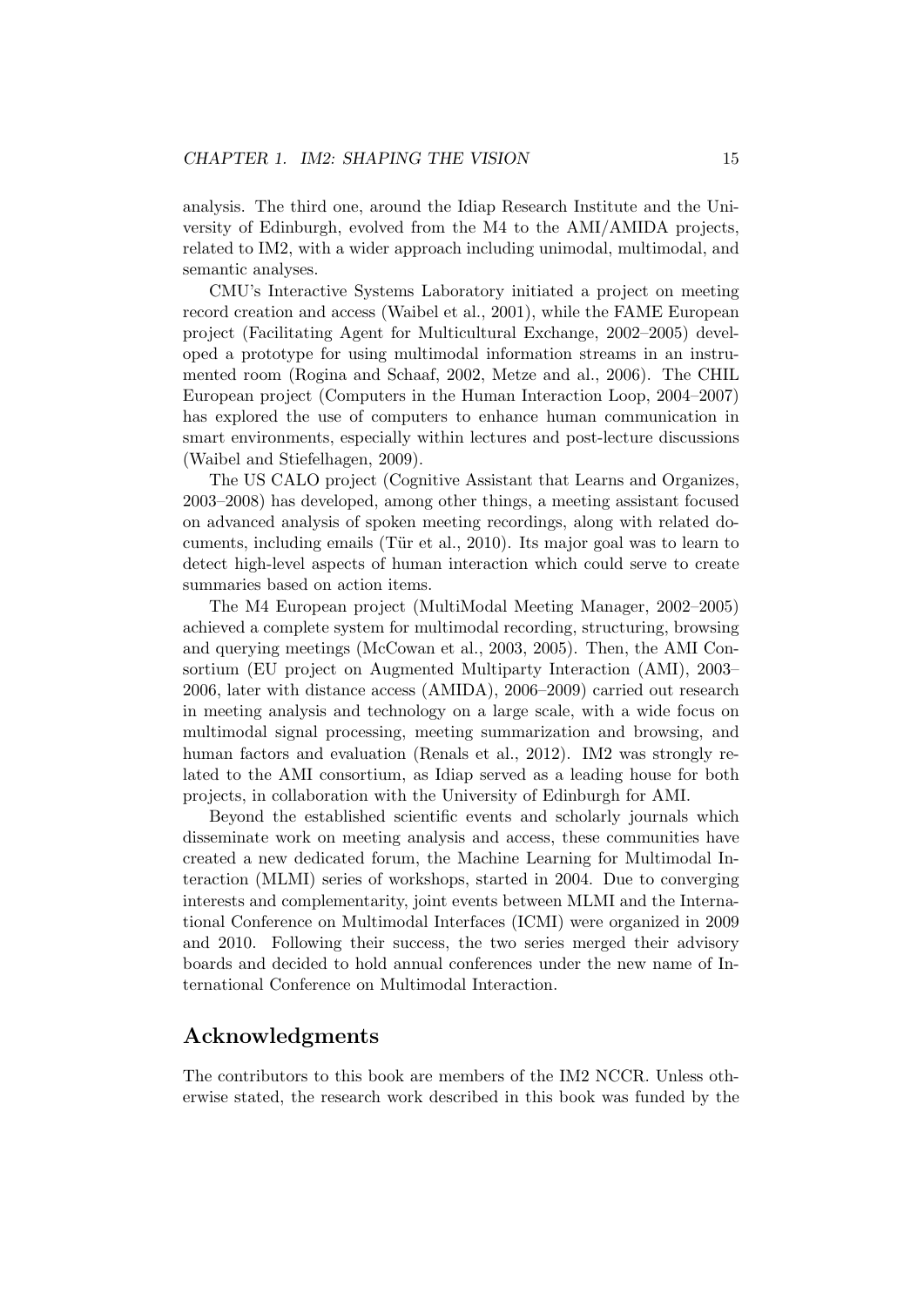analysis. The third one, around the Idiap Research Institute and the University of Edinburgh, evolved from the M4 to the AMI/AMIDA projects, related to IM2, with a wider approach including unimodal, multimodal, and semantic analyses.

CMU's Interactive Systems Laboratory initiated a project on meeting record creation and access (Waibel et al., 2001), while the FAME European project (Facilitating Agent for Multicultural Exchange, 2002–2005) developed a prototype for using multimodal information streams in an instrumented room (Rogina and Schaaf, 2002, Metze and al., 2006). The CHIL European project (Computers in the Human Interaction Loop, 2004–2007) has explored the use of computers to enhance human communication in smart environments, especially within lectures and post-lecture discussions (Waibel and Stiefelhagen, 2009).

The US CALO project (Cognitive Assistant that Learns and Organizes, 2003–2008) has developed, among other things, a meeting assistant focused on advanced analysis of spoken meeting recordings, along with related documents, including emails (Tür et al., 2010). Its major goal was to learn to detect high-level aspects of human interaction which could serve to create summaries based on action items.

The M4 European project (MultiModal Meeting Manager, 2002–2005) achieved a complete system for multimodal recording, structuring, browsing and querying meetings (McCowan et al., 2003, 2005). Then, the AMI Consortium (EU project on Augmented Multiparty Interaction (AMI), 2003–2006, later with distance access (AMIDA), 2006–2009) carried out research in meeting analysis and technology on a large scale, with a wide focus on multimodal signal processing, meeting summarization and browsing, and human factors and evaluation (Renals et al., 2012). IM2 was strongly related to the AMI consortium, as Idiap served as a leading house for both projects, in collaboration with the University of Edinburgh for AMI.

Beyond the established scientific events and scholarly journals which disseminate work on meeting analysis and access, these communities have created a new dedicated forum, the Machine Learning for Multimodal Interaction (MLMI) series of workshops, started in 2004. Due to converging interests and complementarity, joint events between MLMI and the International Conference on Multimodal Interfaces (ICMI) were organized in 2009 and 2010. Following their success, the two series merged their advisory boards and decided to hold annual conferences under the new name of International Conference on Multimodal Interaction.

## Acknowledgments

The contributors to this book are members of the IM2 NCCR. Unless otherwise stated, the research work described in this book was funded by the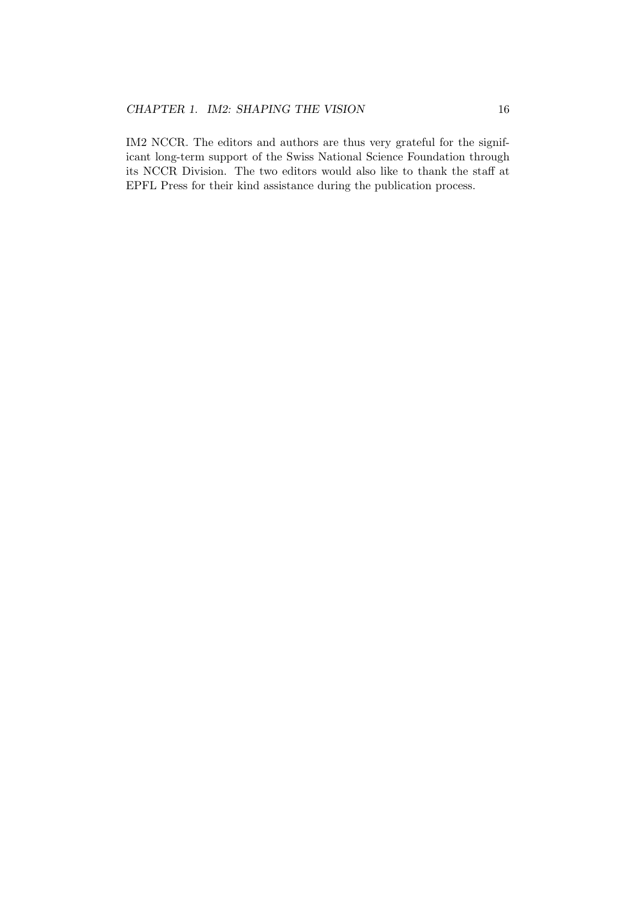IM2 NCCR. The editors and authors are thus very grateful for the significant long-term support of the Swiss National Science Foundation through its NCCR Division. The two editors would also like to thank the staff at EPFL Press for their kind assistance during the publication process.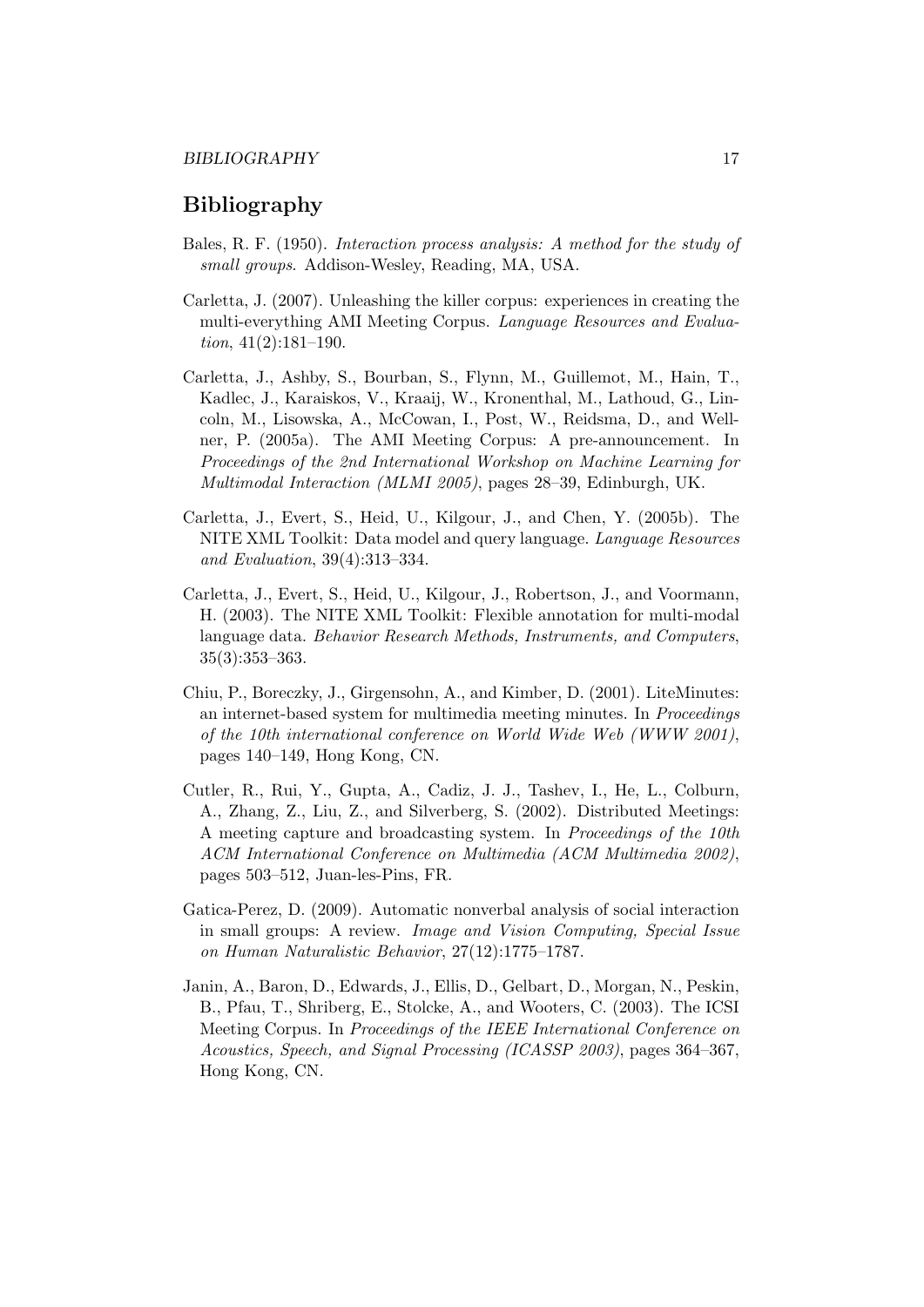## Bibliography

Bales, R. F. (1950). *Interaction process analysis: A method for the study of small groups*. Addison-Wesley, Reading, MA, USA.

Carletta, J. (2007). Unleashing the killer corpus: experiences in creating the multi-everything AMI Meeting Corpus. *Language Resources and Evaluation*, 41(2):181–190.

Carletta, J., Ashby, S., Bourban, S., Flynn, M., Guillemot, M., Hain, T., Kadlec, J., Karaiskos, V., Kraaij, W., Kronenthal, M., Lathoud, G., Lincoln, M., Lisowska, A., McCowan, I., Post, W., Reidsma, D., and Wellner, P. (2005a). The AMI Meeting Corpus: A pre-announcement. In *Proceedings of the 2nd International Workshop on Machine Learning for Multimodal Interaction (MLMI 2005)*, pages 28–39, Edinburgh, UK.

Carletta, J., Evert, S., Heid, U., Kilgour, J., and Chen, Y. (2005b). The NITE XML Toolkit: Data model and query language. *Language Resources and Evaluation*, 39(4):313–334.

Carletta, J., Evert, S., Heid, U., Kilgour, J., Robertson, J., and Voormann, H. (2003). The NITE XML Toolkit: Flexible annotation for multi-modal language data. *Behavior Research Methods, Instruments, and Computers*, 35(3):353–363.

Chiu, P., Boreczky, J., Girgensohn, A., and Kimber, D. (2001). LiteMinutes: an internet-based system for multimedia meeting minutes. In *Proceedings of the 10th international conference on World Wide Web (WWW 2001)*, pages 140–149, Hong Kong, CN.

Cutler, R., Rui, Y., Gupta, A., Cadiz, J. J., Tashev, I., He, L., Colburn, A., Zhang, Z., Liu, Z., and Silverberg, S. (2002). Distributed Meetings: A meeting capture and broadcasting system. In *Proceedings of the 10th ACM International Conference on Multimedia (ACM Multimedia 2002)*, pages 503–512, Juan-les-Pins, FR.

Gatica-Perez, D. (2009). Automatic nonverbal analysis of social interaction in small groups: A review. *Image and Vision Computing, Special Issue on Human Naturalistic Behavior*, 27(12):1775–1787.

Janin, A., Baron, D., Edwards, J., Ellis, D., Gelbart, D., Morgan, N., Peskin, B., Pfau, T., Shriberg, E., Stolcke, A., and Wooters, C. (2003). The ICSI Meeting Corpus. In *Proceedings of the IEEE International Conference on Acoustics, Speech, and Signal Processing (ICASSP 2003)*, pages 364–367, Hong Kong, CN.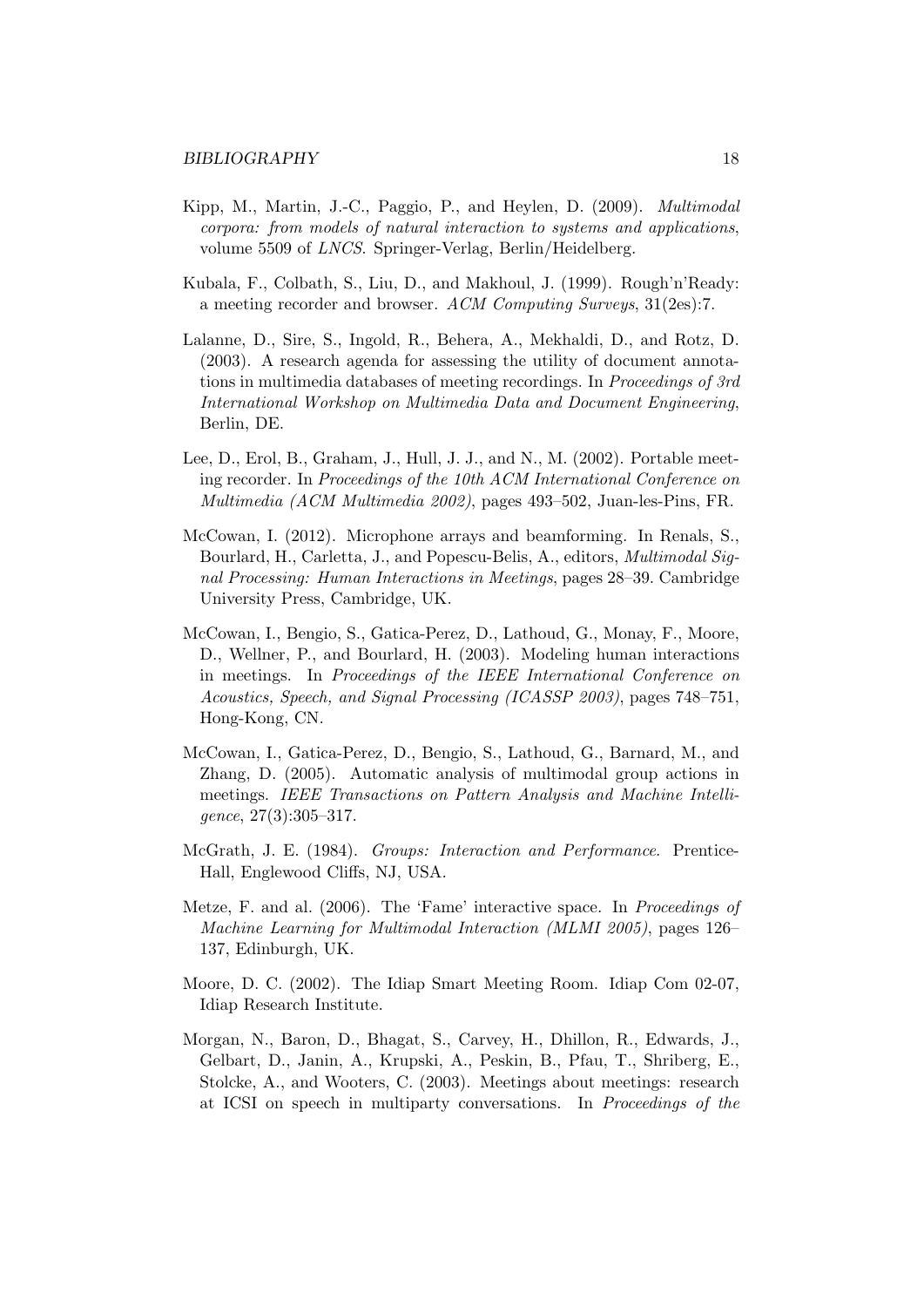Kipp, M., Martin, J.-C., Paggio, P., and Heylen, D. (2009). *Multimodal corpora: from models of natural interaction to systems and applications*, volume 5509 of *LNCS*. Springer-Verlag, Berlin/Heidelberg.

Kubala, F., Colbath, S., Liu, D., and Makhoul, J. (1999). Rough'n'Ready: a meeting recorder and browser. *ACM Computing Surveys*, 31(2es):7.

Lalanne, D., Sire, S., Ingold, R., Behera, A., Mekhaldi, D., and Rotz, D. (2003). A research agenda for assessing the utility of document annotations in multimedia databases of meeting recordings. In *Proceedings of 3rd International Workshop on Multimedia Data and Document Engineering*, Berlin, DE.

Lee, D., Erol, B., Graham, J., Hull, J. J., and N., M. (2002). Portable meeting recorder. In *Proceedings of the 10th ACM International Conference on Multimedia (ACM Multimedia 2002)*, pages 493–502, Juan-les-Pins, FR.

McCowan, I. (2012). Microphone arrays and beamforming. In Renals, S., Bourlard, H., Carletta, J., and Popescu-Belis, A., editors, *Multimodal Signal Processing: Human Interactions in Meetings*, pages 28–39. Cambridge University Press, Cambridge, UK.

McCowan, I., Bengio, S., Gatica-Perez, D., Lathoud, G., Monay, F., Moore, D., Wellner, P., and Bourlard, H. (2003). Modeling human interactions in meetings. In *Proceedings of the IEEE International Conference on Acoustics, Speech, and Signal Processing (ICASSP 2003)*, pages 748–751, Hong-Kong, CN.

McCowan, I., Gatica-Perez, D., Bengio, S., Lathoud, G., Barnard, M., and Zhang, D. (2005). Automatic analysis of multimodal group actions in meetings. *IEEE Transactions on Pattern Analysis and Machine Intelligence*, 27(3):305–317.

McGrath, J. E. (1984). *Groups: Interaction and Performance*. Prentice-Hall, Englewood Cliffs, NJ, USA.

Metze, F. and al. (2006). The 'Fame' interactive space. In *Proceedings of Machine Learning for Multimodal Interaction (MLMI 2005)*, pages 126–137, Edinburgh, UK.

Moore, D. C. (2002). The Idiap Smart Meeting Room. Idiap Com 02-07, Idiap Research Institute.

Morgan, N., Baron, D., Bhagat, S., Carvey, H., Dhillon, R., Edwards, J., Gelbart, D., Janin, A., Krupski, A., Peskin, B., Pfau, T., Shriberg, E., Stolcke, A., and Wooters, C. (2003). Meetings about meetings: research at ICSI on speech in multiparty conversations. In *Proceedings of the*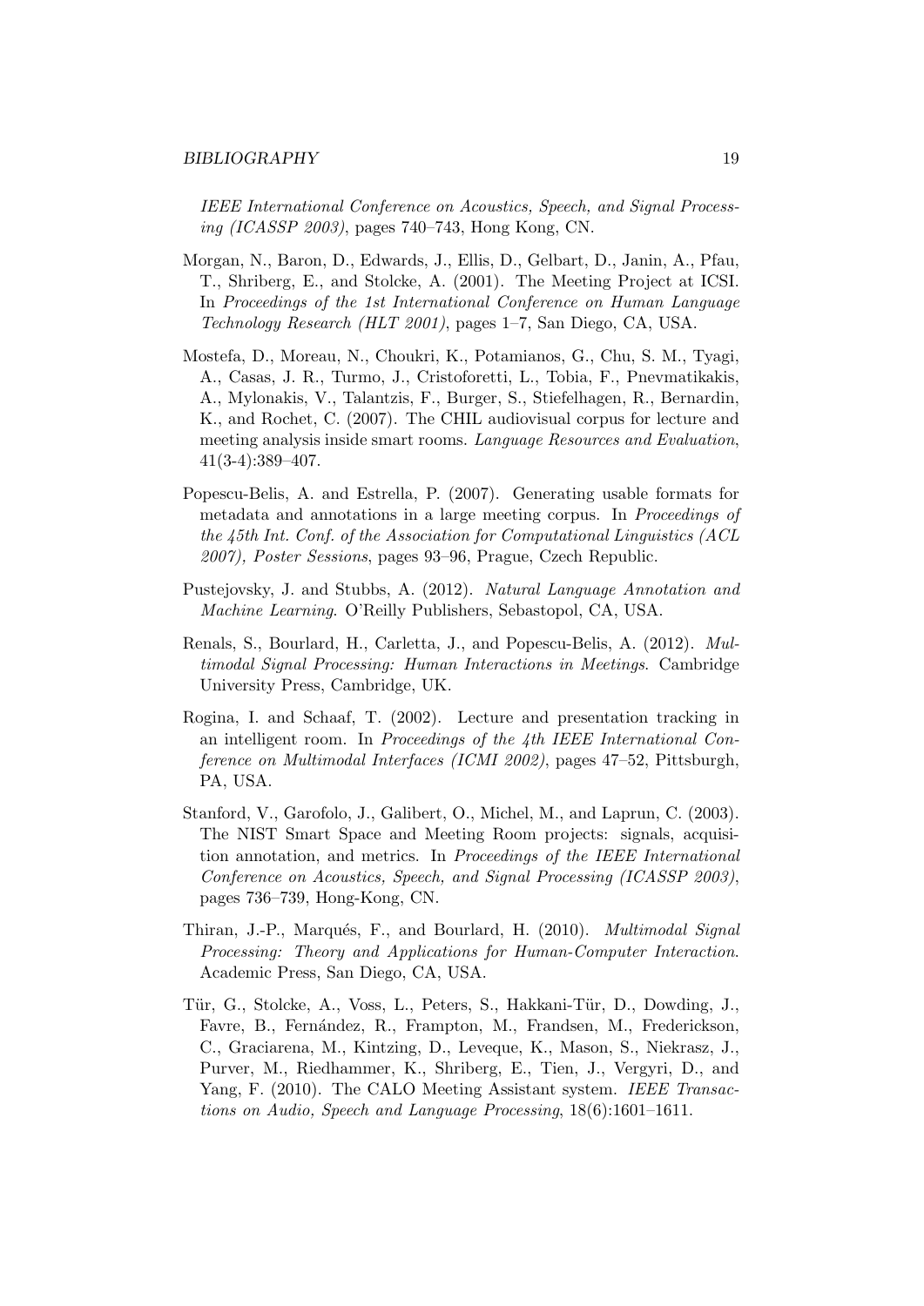*IEEE International Conference on Acoustics, Speech, and Signal Processing (ICASSP 2003)*, pages 740–743, Hong Kong, CN.

Morgan, N., Baron, D., Edwards, J., Ellis, D., Gelbart, D., Janin, A., Pfau, T., Shriberg, E., and Stolcke, A. (2001). The Meeting Project at ICSI. In *Proceedings of the 1st International Conference on Human Language Technology Research (HLT 2001)*, pages 1–7, San Diego, CA, USA.

Mostefa, D., Moreau, N., Choukri, K., Potamianos, G., Chu, S. M., Tyagi, A., Casas, J. R., Turmo, J., Cristoforetti, L., Tobia, F., Pnevmatikakis, A., Mylonakis, V., Talantzis, F., Burger, S., Stiefelhagen, R., Bernardin, K., and Rochet, C. (2007). The CHIL audiovisual corpus for lecture and meeting analysis inside smart rooms. *Language Resources and Evaluation*, 41(3-4):389–407.

Popescu-Belis, A. and Estrella, P. (2007). Generating usable formats for metadata and annotations in a large meeting corpus. In *Proceedings of the 45th Int. Conf. of the Association for Computational Linguistics (ACL 2007), Poster Sessions*, pages 93–96, Prague, Czech Republic.

Pustejovsky, J. and Stubbs, A. (2012). *Natural Language Annotation and Machine Learning*. O'Reilly Publishers, Sebastopol, CA, USA.

Renals, S., Bourlard, H., Carletta, J., and Popescu-Belis, A. (2012). *Multimodal Signal Processing: Human Interactions in Meetings*. Cambridge University Press, Cambridge, UK.

Rogina, I. and Schaaf, T. (2002). Lecture and presentation tracking in an intelligent room. In *Proceedings of the 4th IEEE International Conference on Multimodal Interfaces (ICMI 2002)*, pages 47–52, Pittsburgh, PA, USA.

Stanford, V., Garofolo, J., Galibert, O., Michel, M., and Laprun, C. (2003). The NIST Smart Space and Meeting Room projects: signals, acquisition annotation, and metrics. In *Proceedings of the IEEE International Conference on Acoustics, Speech, and Signal Processing (ICASSP 2003)*, pages 736–739, Hong-Kong, CN.

Thiran, J.-P., Marqués, F., and Bourlard, H. (2010). *Multimodal Signal Processing: Theory and Applications for Human-Computer Interaction*. Academic Press, San Diego, CA, USA.

Tür, G., Stolcke, A., Voss, L., Peters, S., Hakkani-Tür, D., Dowding, J., Favre, B., Fernández, R., Frampton, M., Frandsen, M., Frederickson, C., Graciarena, M., Kintzing, D., Leveque, K., Mason, S., Niekrasz, J., Purver, M., Riedhammer, K., Shriberg, E., Tien, J., Vergyri, D., and Yang, F. (2010). The CALO Meeting Assistant system. *IEEE Transactions on Audio, Speech and Language Processing*, 18(6):1601–1611.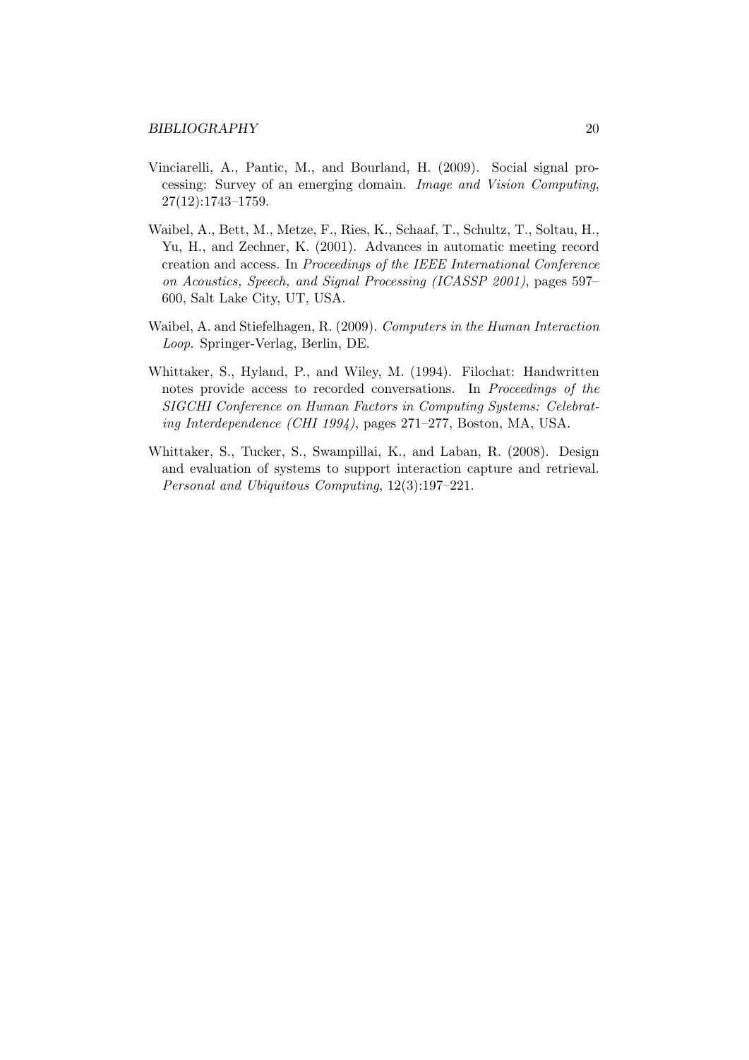Vinciarelli, A., Pantic, M., and Bourland, H. (2009). Social signal processing: Survey of an emerging domain. *Image and Vision Computing*, 27(12):1743–1759.

Waibel, A., Bett, M., Metze, F., Ries, K., Schaaf, T., Schultz, T., Soltau, H., Yu, H., and Zechner, K. (2001). Advances in automatic meeting record creation and access. In *Proceedings of the IEEE International Conference on Acoustics, Speech, and Signal Processing (ICASSP 2001)*, pages 597–600, Salt Lake City, UT, USA.

Waibel, A. and Stiefelhagen, R. (2009). *Computers in the Human Interaction Loop*. Springer-Verlag, Berlin, DE.

Whittaker, S., Hyland, P., and Wiley, M. (1994). Filochat: Handwritten notes provide access to recorded conversations. In *Proceedings of the SIGCHI Conference on Human Factors in Computing Systems: Celebrating Interdependence (CHI 1994)*, pages 271–277, Boston, MA, USA.

Whittaker, S., Tucker, S., Swampillai, K., and Laban, R. (2008). Design and evaluation of systems to support interaction capture and retrieval. *Personal and Ubiquitous Computing*, 12(3):197–221.